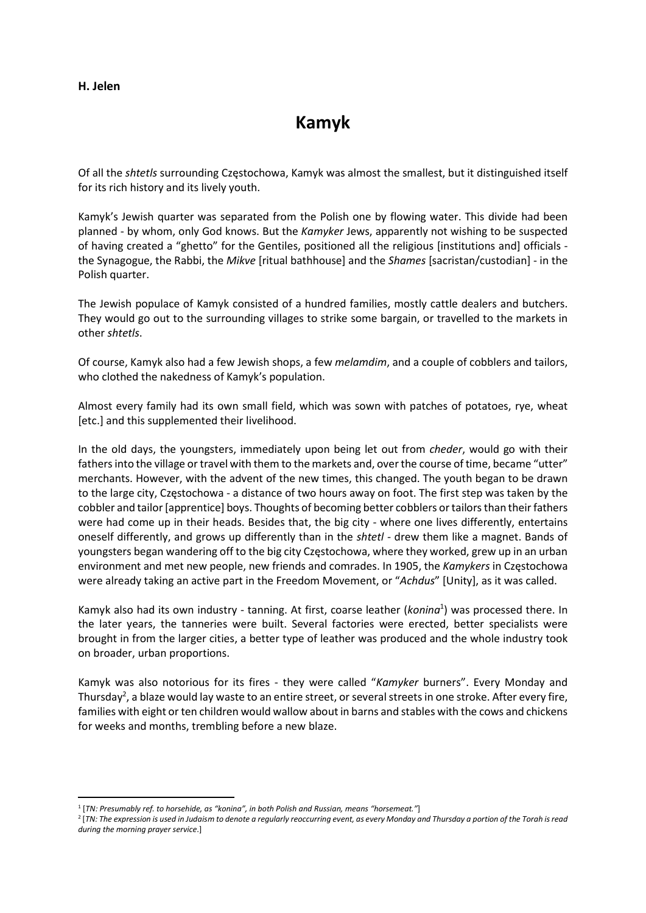**H. Jelen**

# Kamyk

Of all the *shtetls* surrounding Częstochowa, Kamyk was almost the smallest, but it distinguished itself for its rich history and its lively youth.

Kamyk's Jewish quarter was separated from the Polish one by flowing water. This divide had been planned - by whom, only God knows. But the *Kamyker* Jews, apparently not wishing to be suspected of having created a "ghetto" for the Gentiles, positioned all the religious [institutions and] officials - the Synagogue, the Rabbi, the *Mikve* [ritual bathhouse] and the *Shames* [sacristan/custodian] - in the Polish quarter.

The Jewish populace of Kamyk consisted of a hundred families, mostly cattle dealers and butchers. They would go out to the surrounding villages to strike some bargain, or travelled to the markets in other *shtetls*.

Of course, Kamyk also had a few Jewish shops, a few *melamdim*, and a couple of cobblers and tailors, who clothed the nakedness of Kamyk's population.

Almost every family had its own small field, which was sown with patches of potatoes, rye, wheat [etc.] and this supplemented their livelihood.

In the old days, the youngsters, immediately upon being let out from *cheder*, would go with their fathers into the village or travel with them to the markets and, over the course of time, became "utter" merchants. However, with the advent of the new times, this changed. The youth began to be drawn to the large city, Częstochowa - a distance of two hours away on foot. The first step was taken by the cobbler and tailor [apprentice] boys. Thoughts of becoming better cobblers or tailors than their fathers were had come up in their heads. Besides that, the big city - where one lives differently, entertains oneself differently, and grows up differently than in the *shtetl* - drew them like a magnet. Bands of youngsters began wandering off to the big city Częstochowa, where they worked, grew up in an urban environment and met new people, new friends and comrades. In 1905, the *Kamykers* in Częstochowa were already taking an active part in the Freedom Movement, or "*Achdus*" [Unity], as it was called.

Kamyk also had its own industry - tanning. At first, coarse leather (*konina*[1]) was processed there. In the later years, the tanneries were built. Several factories were erected, better specialists were brought in from the larger cities, a better type of leather was produced and the whole industry took on broader, urban proportions.

Kamyk was also notorious for its fires - they were called "*Kamyker* burners". Every Monday and Thursday[2], a blaze would lay waste to an entire street, or several streets in one stroke. After every fire, families with eight or ten children would wallow about in barns and stables with the cows and chickens for weeks and months, trembling before a new blaze.

---

[1] [*TN: Presumably ref. to horsehide, as "konina", in both Polish and Russian, means "horsemeat."*]

[2] [*TN: The expression is used in Judaism to denote a regularly reoccurring event, as every Monday and Thursday a portion of the Torah is read during the morning prayer service*.]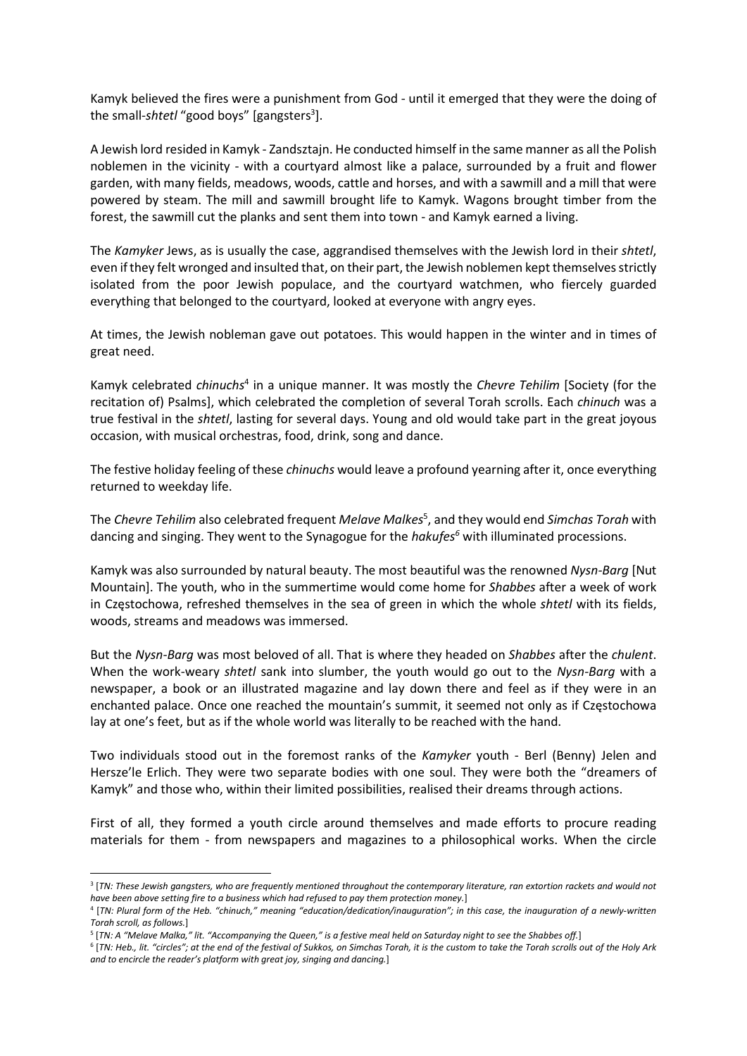Kamyk believed the fires were a punishment from God - until it emerged that they were the doing of the small-*shtetl* "good boys" [gangsters[3]].

A Jewish lord resided in Kamyk - Zandsztajn. He conducted himself in the same manner as all the Polish noblemen in the vicinity - with a courtyard almost like a palace, surrounded by a fruit and flower garden, with many fields, meadows, woods, cattle and horses, and with a sawmill and a mill that were powered by steam. The mill and sawmill brought life to Kamyk. Wagons brought timber from the forest, the sawmill cut the planks and sent them into town - and Kamyk earned a living.

The *Kamyker* Jews, as is usually the case, aggrandised themselves with the Jewish lord in their *shtetl*, even if they felt wronged and insulted that, on their part, the Jewish noblemen kept themselves strictly isolated from the poor Jewish populace, and the courtyard watchmen, who fiercely guarded everything that belonged to the courtyard, looked at everyone with angry eyes.

At times, the Jewish nobleman gave out potatoes. This would happen in the winter and in times of great need.

Kamyk celebrated *chinuchs*[4] in a unique manner. It was mostly the *Chevre Tehilim* [Society (for the recitation of) Psalms], which celebrated the completion of several Torah scrolls. Each *chinuch* was a true festival in the *shtetl*, lasting for several days. Young and old would take part in the great joyous occasion, with musical orchestras, food, drink, song and dance.

The festive holiday feeling of these *chinuchs* would leave a profound yearning after it, once everything returned to weekday life.

The *Chevre Tehilim* also celebrated frequent *Melave Malkes*[5], and they would end *Simchas Torah* with dancing and singing. They went to the Synagogue for the *hakufes*[6] with illuminated processions.

Kamyk was also surrounded by natural beauty. The most beautiful was the renowned *Nysn-Barg* [Nut Mountain]. The youth, who in the summertime would come home for *Shabbes* after a week of work in Częstochowa, refreshed themselves in the sea of green in which the whole *shtetl* with its fields, woods, streams and meadows was immersed.

But the *Nysn-Barg* was most beloved of all. That is where they headed on *Shabbes* after the *chulent*. When the work-weary *shtetl* sank into slumber, the youth would go out to the *Nysn-Barg* with a newspaper, a book or an illustrated magazine and lay down there and feel as if they were in an enchanted palace. Once one reached the mountain's summit, it seemed not only as if Częstochowa lay at one's feet, but as if the whole world was literally to be reached with the hand.

Two individuals stood out in the foremost ranks of the *Kamyker* youth - Berl (Benny) Jelen and Hersze'le Erlich. They were two separate bodies with one soul. They were both the "dreamers of Kamyk" and those who, within their limited possibilities, realised their dreams through actions.

First of all, they formed a youth circle around themselves and made efforts to procure reading materials for them - from newspapers and magazines to a philosophical works. When the circle

---

[3] [*TN: These Jewish gangsters, who are frequently mentioned throughout the contemporary literature, ran extortion rackets and would not have been above setting fire to a business which had refused to pay them protection money.*]

[4] [*TN: Plural form of the Heb. "chinuch," meaning "education/dedication/inauguration"; in this case, the inauguration of a newly-written Torah scroll, as follows.*]

[5] [*TN: A "Melave Malka," lit. "Accompanying the Queen," is a festive meal held on Saturday night to see the Shabbes off.*]

[6] [*TN: Heb., lit. "circles"; at the end of the festival of Sukkos, on Simchas Torah, it is the custom to take the Torah scrolls out of the Holy Ark and to encircle the reader's platform with great joy, singing and dancing.*]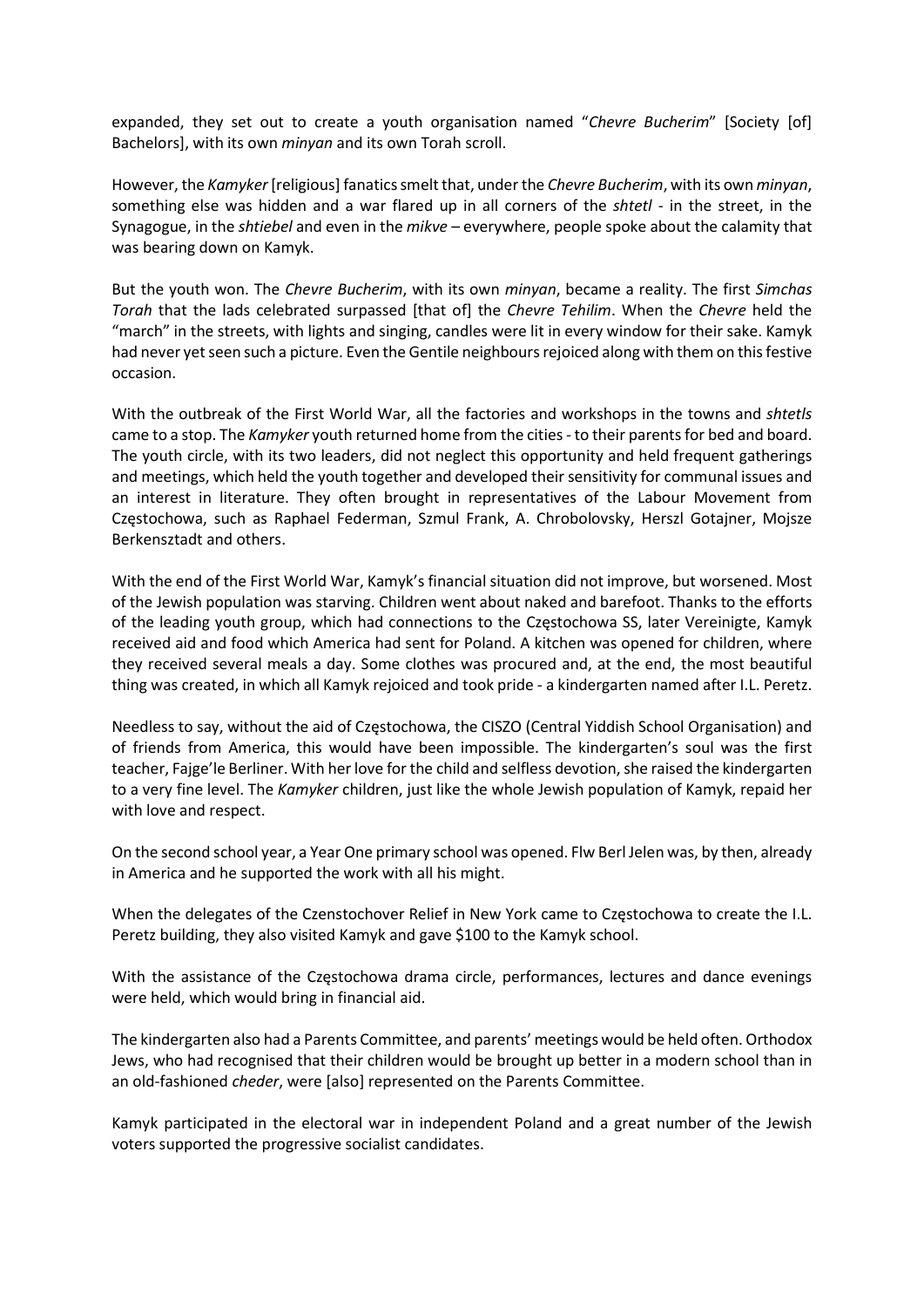expanded, they set out to create a youth organisation named "*Chevre Bucherim*" [Society [of] Bachelors], with its own *minyan* and its own Torah scroll.

However, the *Kamyker* [religious] fanatics smelt that, under the *Chevre Bucherim*, with its own *minyan*, something else was hidden and a war flared up in all corners of the *shtetl* - in the street, in the Synagogue, in the *shtiebel* and even in the *mikve* – everywhere, people spoke about the calamity that was bearing down on Kamyk.

But the youth won. The *Chevre Bucherim*, with its own *minyan*, became a reality. The first *Simchas Torah* that the lads celebrated surpassed [that of] the *Chevre Tehilim*. When the *Chevre* held the "march" in the streets, with lights and singing, candles were lit in every window for their sake. Kamyk had never yet seen such a picture. Even the Gentile neighbours rejoiced along with them on this festive occasion.

With the outbreak of the First World War, all the factories and workshops in the towns and *shtetls* came to a stop. The *Kamyker* youth returned home from the cities - to their parents for bed and board. The youth circle, with its two leaders, did not neglect this opportunity and held frequent gatherings and meetings, which held the youth together and developed their sensitivity for communal issues and an interest in literature. They often brought in representatives of the Labour Movement from Częstochowa, such as Raphael Federman, Szmul Frank, A. Chrobolovsky, Herszl Gotajner, Mojsze Berkensztadt and others.

With the end of the First World War, Kamyk's financial situation did not improve, but worsened. Most of the Jewish population was starving. Children went about naked and barefoot. Thanks to the efforts of the leading youth group, which had connections to the Częstochowa SS, later Vereinigte, Kamyk received aid and food which America had sent for Poland. A kitchen was opened for children, where they received several meals a day. Some clothes was procured and, at the end, the most beautiful thing was created, in which all Kamyk rejoiced and took pride - a kindergarten named after I.L. Peretz.

Needless to say, without the aid of Częstochowa, the CISZO (Central Yiddish School Organisation) and of friends from America, this would have been impossible. The kindergarten's soul was the first teacher, Fajge'le Berliner. With her love for the child and selfless devotion, she raised the kindergarten to a very fine level. The *Kamyker* children, just like the whole Jewish population of Kamyk, repaid her with love and respect.

On the second school year, a Year One primary school was opened. Flw Berl Jelen was, by then, already in America and he supported the work with all his might.

When the delegates of the Czenstochover Relief in New York came to Częstochowa to create the I.L. Peretz building, they also visited Kamyk and gave $100 to the Kamyk school.

With the assistance of the Częstochowa drama circle, performances, lectures and dance evenings were held, which would bring in financial aid.

The kindergarten also had a Parents Committee, and parents' meetings would be held often. Orthodox Jews, who had recognised that their children would be brought up better in a modern school than in an old-fashioned *cheder*, were [also] represented on the Parents Committee.

Kamyk participated in the electoral war in independent Poland and a great number of the Jewish voters supported the progressive socialist candidates.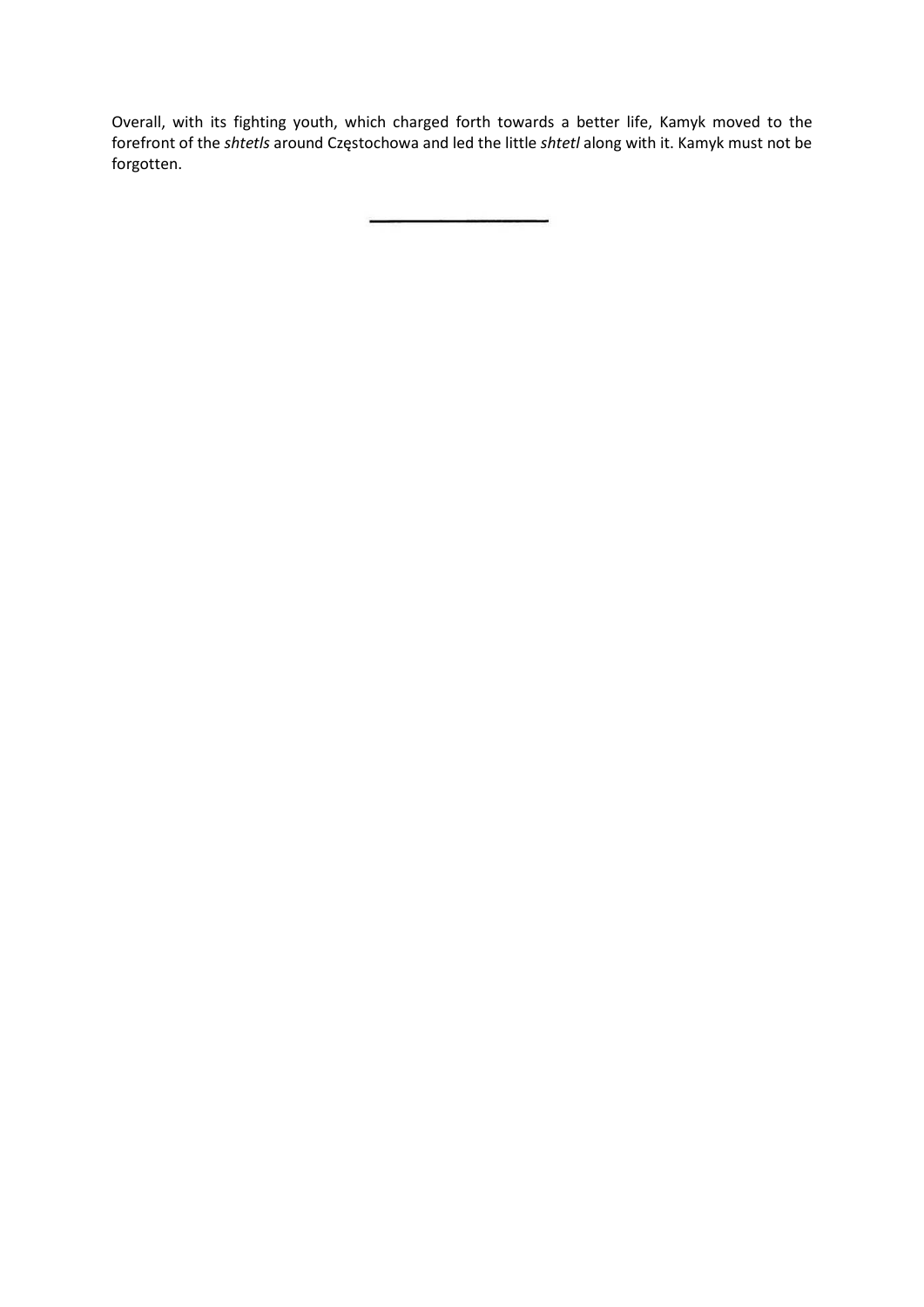Overall, with its fighting youth, which charged forth towards a better life, Kamyk moved to the forefront of the *shtetls* around Częstochowa and led the little *shtetl* along with it. Kamyk must not be forgotten.

---